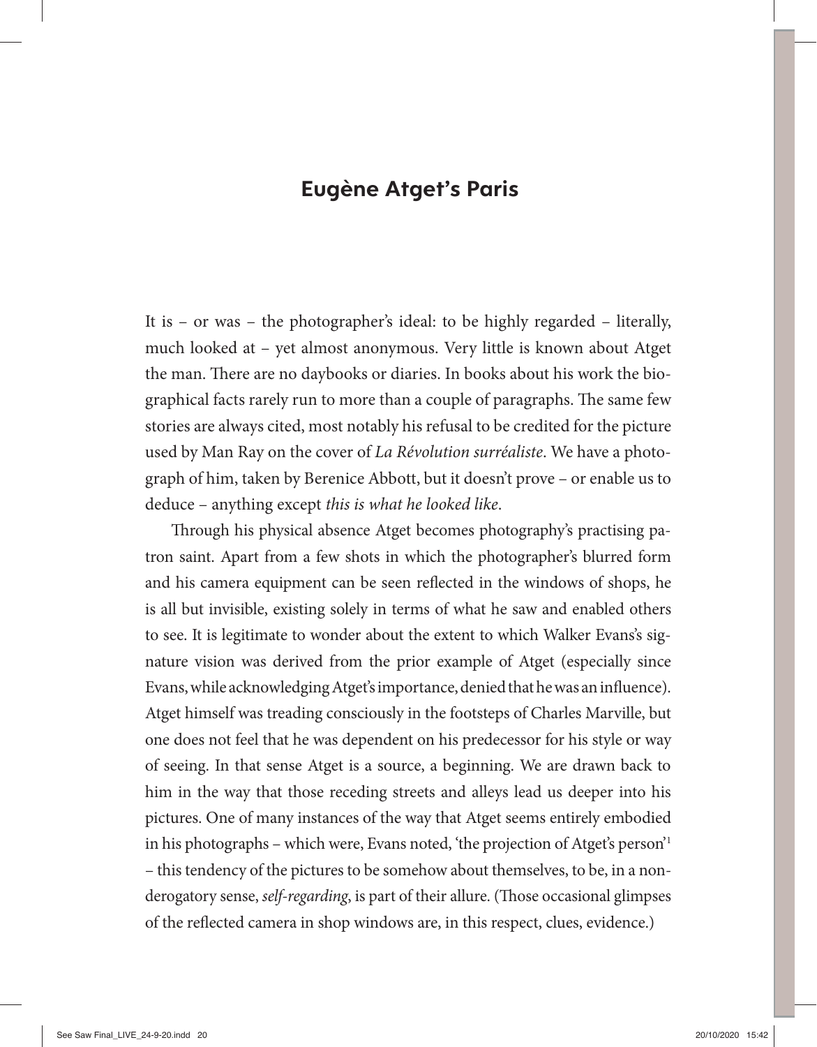# Eugène Atget's Paris

It is – or was – the photographer's ideal: to be highly regarded – literally, much looked at – yet almost anonymous. Very little is known about Atget the man. There are no daybooks or diaries. In books about his work the biographical facts rarely run to more than a couple of paragraphs. The same few stories are always cited, most notably his refusal to be credited for the picture used by Man Ray on the cover of *La Révolution surréaliste*. We have a photograph of him, taken by Berenice Abbott, but it doesn't prove – or enable us to deduce – anything except *this is what he looked like*.

Through his physical absence Atget becomes photography's practising patron saint. Apart from a few shots in which the photographer's blurred form and his camera equipment can be seen reflected in the windows of shops, he is all but invisible, existing solely in terms of what he saw and enabled others to see. It is legitimate to wonder about the extent to which Walker Evans's signature vision was derived from the prior example of Atget (especially since Evans, while acknowledging Atget's importance, denied that he was an influence). Atget himself was treading consciously in the footsteps of Charles Marville, but one does not feel that he was dependent on his predecessor for his style or way of seeing. In that sense Atget is a source, a beginning. We are drawn back to him in the way that those receding streets and alleys lead us deeper into his pictures. One of many instances of the way that Atget seems entirely embodied in his photographs – which were, Evans noted, 'the projection of Atget's person'[1] – this tendency of the pictures to be somehow about themselves, to be, in a non-derogatory sense, *self-regarding*, is part of their allure. (Those occasional glimpses of the reflected camera in shop windows are, in this respect, clues, evidence.)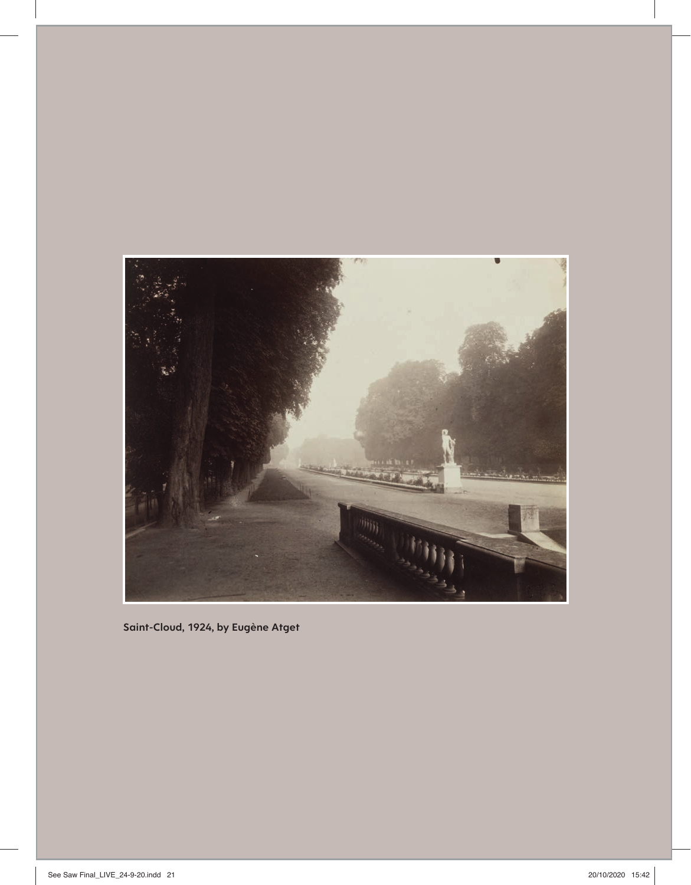Saint-Cloud, 1924, by Eugène Atget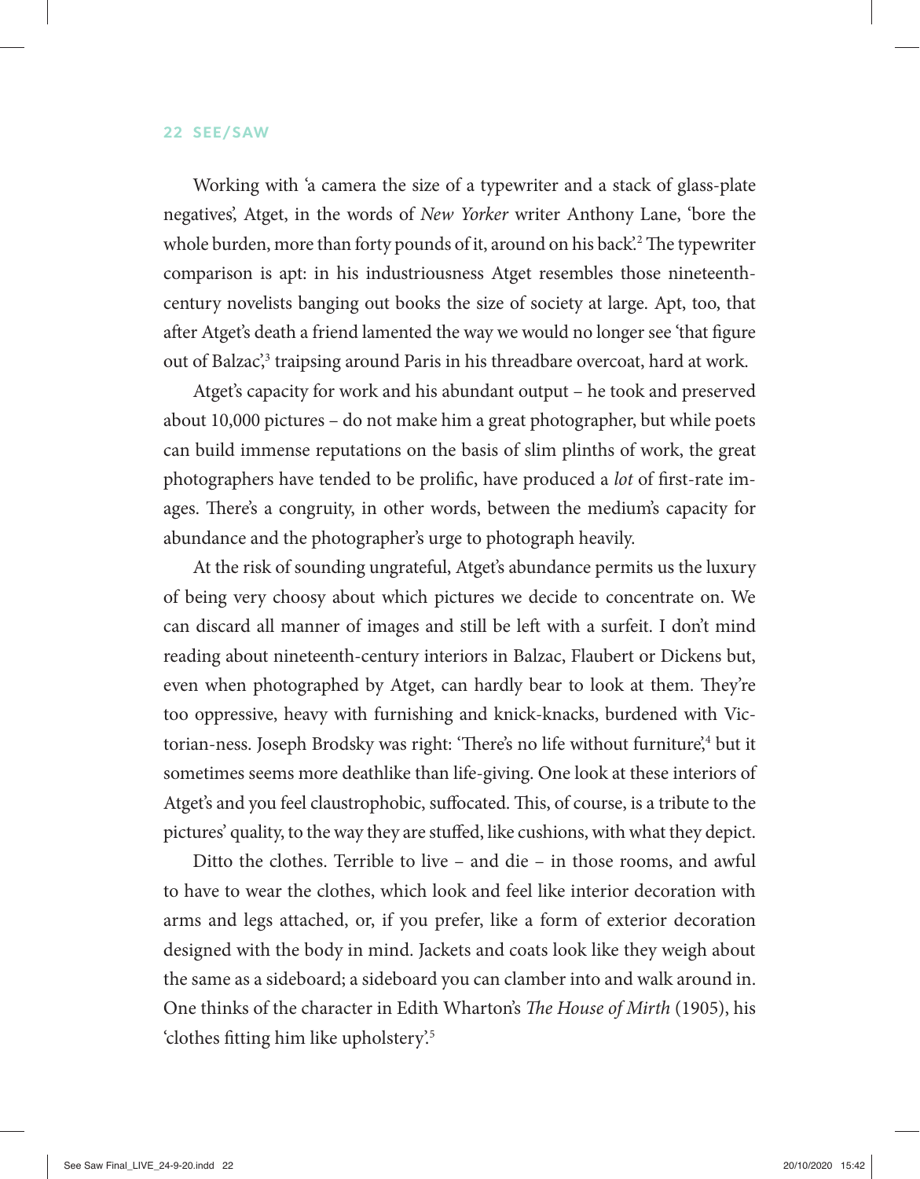Working with 'a camera the size of a typewriter and a stack of glass-plate negatives', Atget, in the words of *New Yorker* writer Anthony Lane, 'bore the whole burden, more than forty pounds of it, around on his back'.[2] The typewriter comparison is apt: in his industriousness Atget resembles those nineteenth-century novelists banging out books the size of society at large. Apt, too, that after Atget's death a friend lamented the way we would no longer see 'that figure out of Balzac',[3] traipsing around Paris in his threadbare overcoat, hard at work.

Atget's capacity for work and his abundant output – he took and preserved about 10,000 pictures – do not make him a great photographer, but while poets can build immense reputations on the basis of slim plinths of work, the great photographers have tended to be prolific, have produced a *lot* of first-rate images. There's a congruity, in other words, between the medium's capacity for abundance and the photographer's urge to photograph heavily.

At the risk of sounding ungrateful, Atget's abundance permits us the luxury of being very choosy about which pictures we decide to concentrate on. We can discard all manner of images and still be left with a surfeit. I don't mind reading about nineteenth-century interiors in Balzac, Flaubert or Dickens but, even when photographed by Atget, can hardly bear to look at them. They're too oppressive, heavy with furnishing and knick-knacks, burdened with Victorian-ness. Joseph Brodsky was right: 'There's no life without furniture',[4] but it sometimes seems more deathlike than life-giving. One look at these interiors of Atget's and you feel claustrophobic, suffocated. This, of course, is a tribute to the pictures' quality, to the way they are stuffed, like cushions, with what they depict.

Ditto the clothes. Terrible to live – and die – in those rooms, and awful to have to wear the clothes, which look and feel like interior decoration with arms and legs attached, or, if you prefer, like a form of exterior decoration designed with the body in mind. Jackets and coats look like they weigh about the same as a sideboard; a sideboard you can clamber into and walk around in. One thinks of the character in Edith Wharton's *The House of Mirth* (1905), his 'clothes fitting him like upholstery'.[5]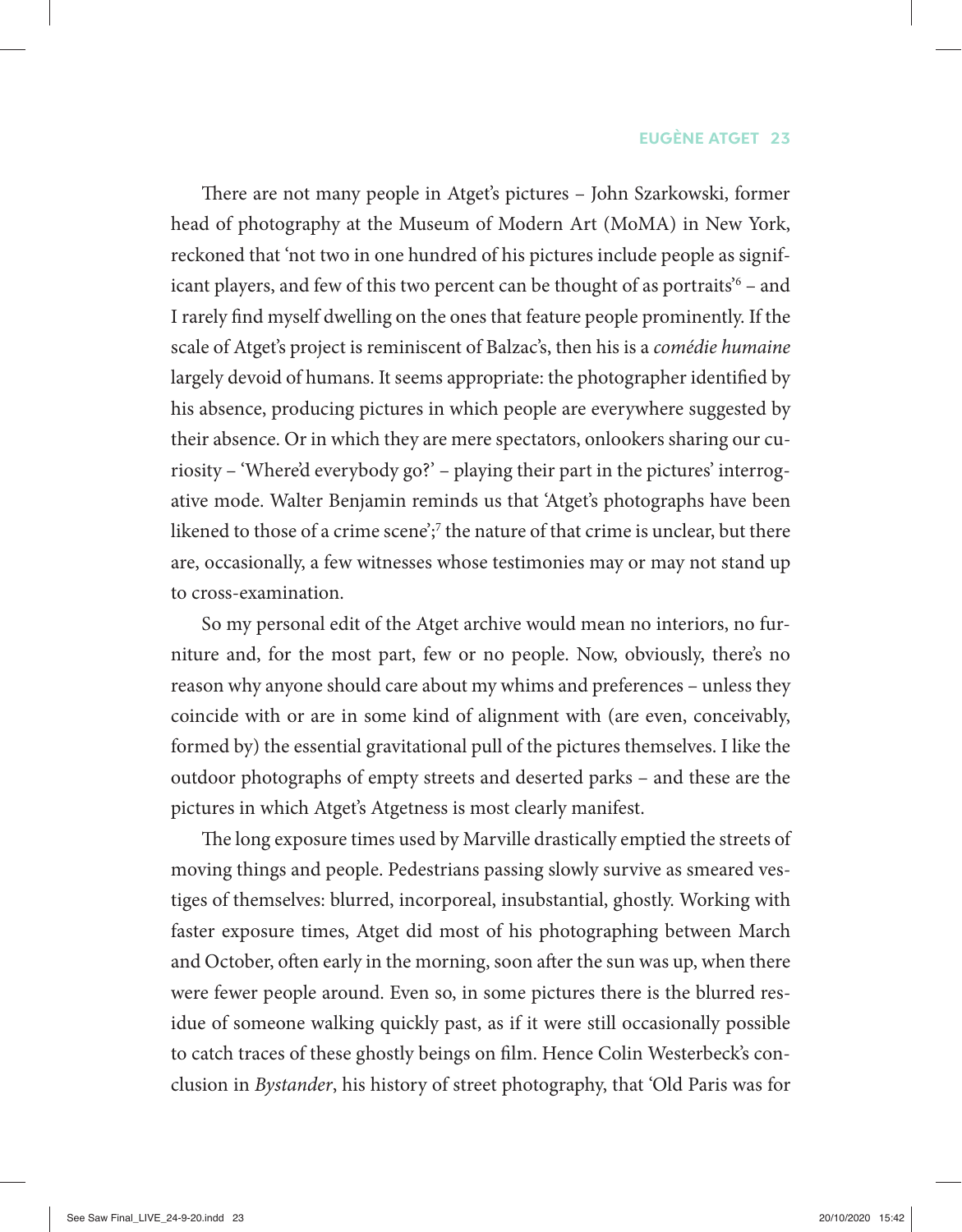There are not many people in Atget's pictures – John Szarkowski, former head of photography at the Museum of Modern Art (MoMA) in New York, reckoned that 'not two in one hundred of his pictures include people as significant players, and few of this two percent can be thought of as portraits'[6] – and I rarely find myself dwelling on the ones that feature people prominently. If the scale of Atget's project is reminiscent of Balzac's, then his is a *comédie humaine* largely devoid of humans. It seems appropriate: the photographer identified by his absence, producing pictures in which people are everywhere suggested by their absence. Or in which they are mere spectators, onlookers sharing our curiosity – 'Where'd everybody go?' – playing their part in the pictures' interrogative mode. Walter Benjamin reminds us that 'Atget's photographs have been likened to those of a crime scene';[7] the nature of that crime is unclear, but there are, occasionally, a few witnesses whose testimonies may or may not stand up to cross-examination.

So my personal edit of the Atget archive would mean no interiors, no furniture and, for the most part, few or no people. Now, obviously, there's no reason why anyone should care about my whims and preferences – unless they coincide with or are in some kind of alignment with (are even, conceivably, formed by) the essential gravitational pull of the pictures themselves. I like the outdoor photographs of empty streets and deserted parks – and these are the pictures in which Atget's Atgetness is most clearly manifest.

The long exposure times used by Marville drastically emptied the streets of moving things and people. Pedestrians passing slowly survive as smeared vestiges of themselves: blurred, incorporeal, insubstantial, ghostly. Working with faster exposure times, Atget did most of his photographing between March and October, often early in the morning, soon after the sun was up, when there were fewer people around. Even so, in some pictures there is the blurred residue of someone walking quickly past, as if it were still occasionally possible to catch traces of these ghostly beings on film. Hence Colin Westerbeck's conclusion in *Bystander*, his history of street photography, that 'Old Paris was for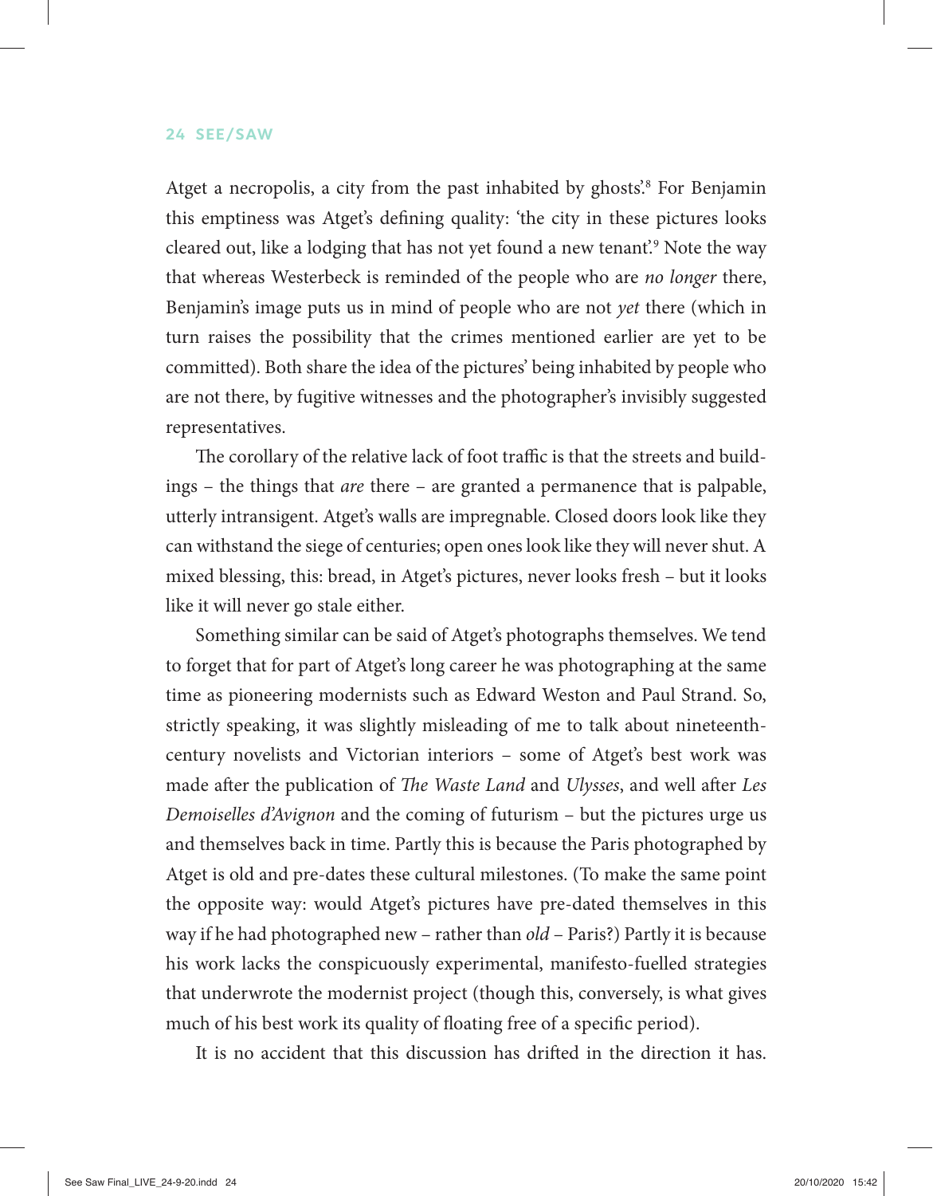Atget a necropolis, a city from the past inhabited by ghosts'.[8] For Benjamin this emptiness was Atget's defining quality: 'the city in these pictures looks cleared out, like a lodging that has not yet found a new tenant'.[9] Note the way that whereas Westerbeck is reminded of the people who are *no longer* there, Benjamin's image puts us in mind of people who are not *yet* there (which in turn raises the possibility that the crimes mentioned earlier are yet to be committed). Both share the idea of the pictures' being inhabited by people who are not there, by fugitive witnesses and the photographer's invisibly suggested representatives.

The corollary of the relative lack of foot traffic is that the streets and buildings – the things that *are* there – are granted a permanence that is palpable, utterly intransigent. Atget's walls are impregnable. Closed doors look like they can withstand the siege of centuries; open ones look like they will never shut. A mixed blessing, this: bread, in Atget's pictures, never looks fresh – but it looks like it will never go stale either.

Something similar can be said of Atget's photographs themselves. We tend to forget that for part of Atget's long career he was photographing at the same time as pioneering modernists such as Edward Weston and Paul Strand. So, strictly speaking, it was slightly misleading of me to talk about nineteenth-century novelists and Victorian interiors – some of Atget's best work was made after the publication of *The Waste Land* and *Ulysses*, and well after *Les Demoiselles d'Avignon* and the coming of futurism – but the pictures urge us and themselves back in time. Partly this is because the Paris photographed by Atget is old and pre-dates these cultural milestones. (To make the same point the opposite way: would Atget's pictures have pre-dated themselves in this way if he had photographed new – rather than *old* – Paris?) Partly it is because his work lacks the conspicuously experimental, manifesto-fuelled strategies that underwrote the modernist project (though this, conversely, is what gives much of his best work its quality of floating free of a specific period).

It is no accident that this discussion has drifted in the direction it has.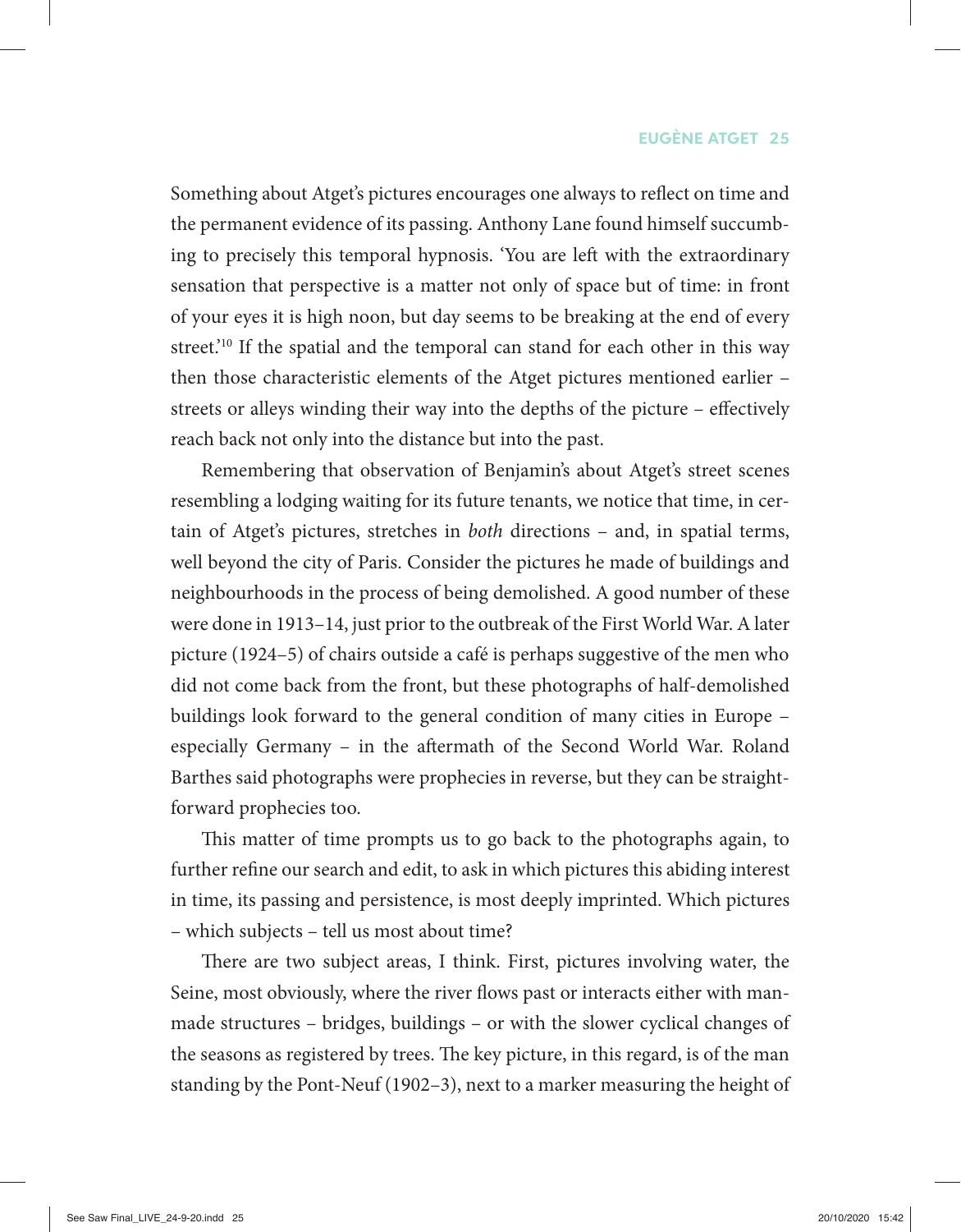Something about Atget's pictures encourages one always to reflect on time and the permanent evidence of its passing. Anthony Lane found himself succumbing to precisely this temporal hypnosis. 'You are left with the extraordinary sensation that perspective is a matter not only of space but of time: in front of your eyes it is high noon, but day seems to be breaking at the end of every street.'[10] If the spatial and the temporal can stand for each other in this way then those characteristic elements of the Atget pictures mentioned earlier – streets or alleys winding their way into the depths of the picture – effectively reach back not only into the distance but into the past.

Remembering that observation of Benjamin's about Atget's street scenes resembling a lodging waiting for its future tenants, we notice that time, in certain of Atget's pictures, stretches in *both* directions – and, in spatial terms, well beyond the city of Paris. Consider the pictures he made of buildings and neighbourhoods in the process of being demolished. A good number of these were done in 1913–14, just prior to the outbreak of the First World War. A later picture (1924–5) of chairs outside a café is perhaps suggestive of the men who did not come back from the front, but these photographs of half-demolished buildings look forward to the general condition of many cities in Europe – especially Germany – in the aftermath of the Second World War. Roland Barthes said photographs were prophecies in reverse, but they can be straightforward prophecies too.

This matter of time prompts us to go back to the photographs again, to further refine our search and edit, to ask in which pictures this abiding interest in time, its passing and persistence, is most deeply imprinted. Which pictures – which subjects – tell us most about time?

There are two subject areas, I think. First, pictures involving water, the Seine, most obviously, where the river flows past or interacts either with man-made structures – bridges, buildings – or with the slower cyclical changes of the seasons as registered by trees. The key picture, in this regard, is of the man standing by the Pont-Neuf (1902–3), next to a marker measuring the height of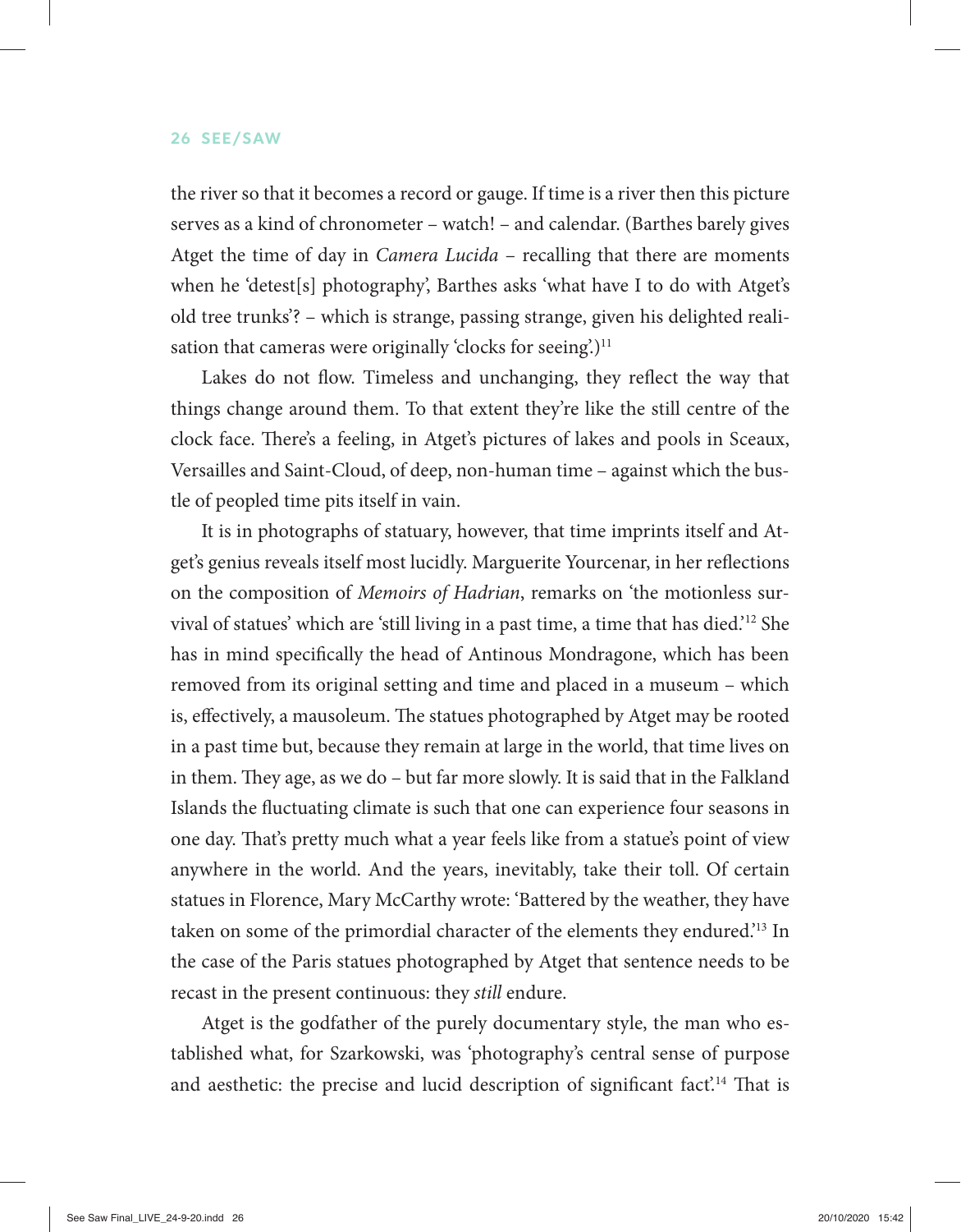the river so that it becomes a record or gauge. If time is a river then this picture serves as a kind of chronometer – watch! – and calendar. (Barthes barely gives Atget the time of day in *Camera Lucida* – recalling that there are moments when he 'detest[s] photography', Barthes asks 'what have I to do with Atget's old tree trunks'? – which is strange, passing strange, given his delighted realisation that cameras were originally 'clocks for seeing'.)[11]

Lakes do not flow. Timeless and unchanging, they reflect the way that things change around them. To that extent they're like the still centre of the clock face. There's a feeling, in Atget's pictures of lakes and pools in Sceaux, Versailles and Saint-Cloud, of deep, non-human time – against which the bustle of peopled time pits itself in vain.

It is in photographs of statuary, however, that time imprints itself and Atget's genius reveals itself most lucidly. Marguerite Yourcenar, in her reflections on the composition of *Memoirs of Hadrian*, remarks on 'the motionless survival of statues' which are 'still living in a past time, a time that has died.'[12] She has in mind specifically the head of Antinous Mondragone, which has been removed from its original setting and time and placed in a museum – which is, effectively, a mausoleum. The statues photographed by Atget may be rooted in a past time but, because they remain at large in the world, that time lives on in them. They age, as we do – but far more slowly. It is said that in the Falkland Islands the fluctuating climate is such that one can experience four seasons in one day. That's pretty much what a year feels like from a statue's point of view anywhere in the world. And the years, inevitably, take their toll. Of certain statues in Florence, Mary McCarthy wrote: 'Battered by the weather, they have taken on some of the primordial character of the elements they endured.'[13] In the case of the Paris statues photographed by Atget that sentence needs to be recast in the present continuous: they *still* endure.

Atget is the godfather of the purely documentary style, the man who established what, for Szarkowski, was 'photography's central sense of purpose and aesthetic: the precise and lucid description of significant fact'.[14] That is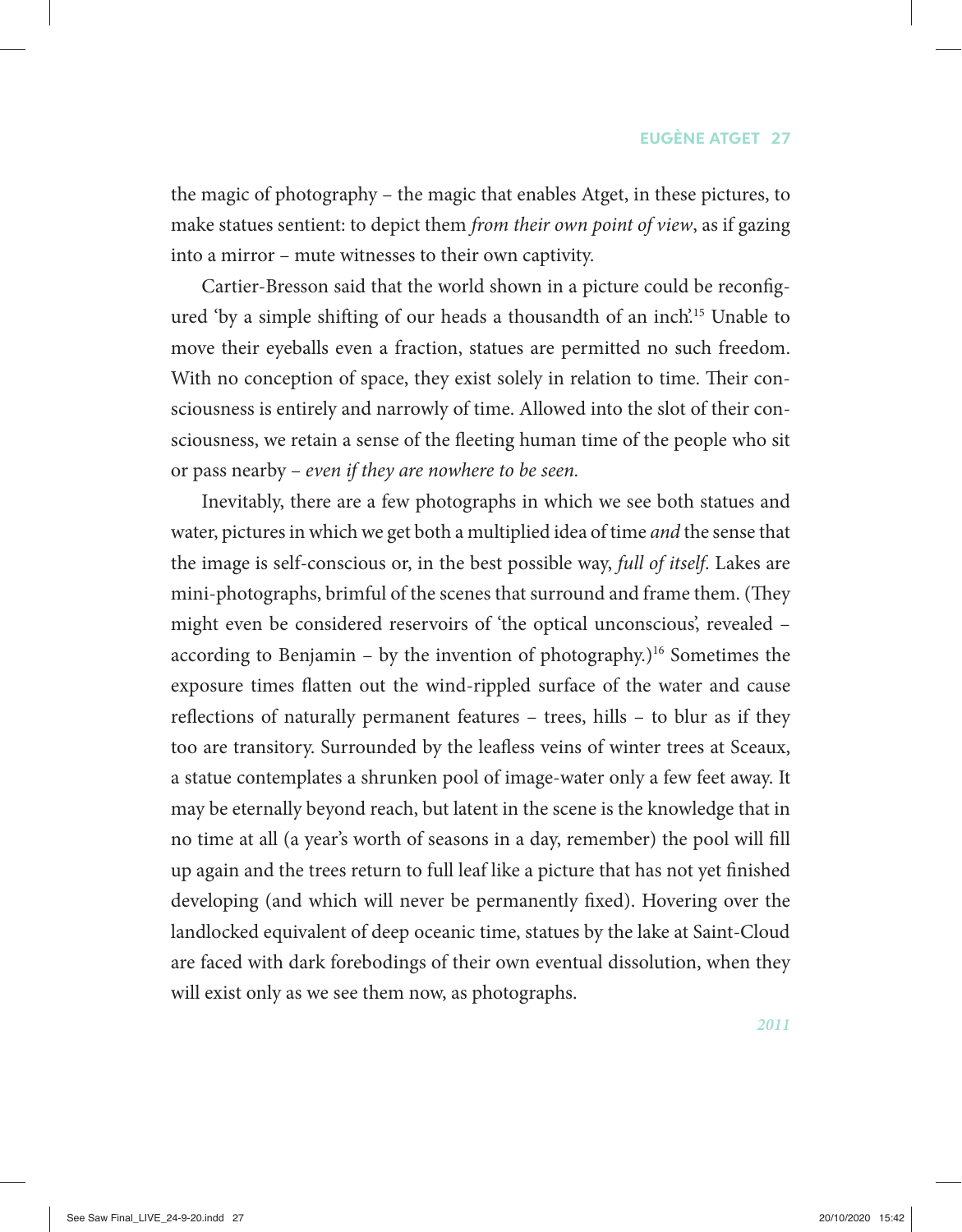the magic of photography – the magic that enables Atget, in these pictures, to make statues sentient: to depict them *from their own point of view*, as if gazing into a mirror – mute witnesses to their own captivity.

Cartier-Bresson said that the world shown in a picture could be reconfigured 'by a simple shifting of our heads a thousandth of an inch'.[15] Unable to move their eyeballs even a fraction, statues are permitted no such freedom. With no conception of space, they exist solely in relation to time. Their consciousness is entirely and narrowly of time. Allowed into the slot of their consciousness, we retain a sense of the fleeting human time of the people who sit or pass nearby – *even if they are nowhere to be seen.*

Inevitably, there are a few photographs in which we see both statues and water, pictures in which we get both a multiplied idea of time *and* the sense that the image is self-conscious or, in the best possible way, *full of itself*. Lakes are mini-photographs, brimful of the scenes that surround and frame them. (They might even be considered reservoirs of 'the optical unconscious', revealed – according to Benjamin – by the invention of photography.)[16] Sometimes the exposure times flatten out the wind-rippled surface of the water and cause reflections of naturally permanent features – trees, hills – to blur as if they too are transitory. Surrounded by the leafless veins of winter trees at Sceaux, a statue contemplates a shrunken pool of image-water only a few feet away. It may be eternally beyond reach, but latent in the scene is the knowledge that in no time at all (a year's worth of seasons in a day, remember) the pool will fill up again and the trees return to full leaf like a picture that has not yet finished developing (and which will never be permanently fixed). Hovering over the landlocked equivalent of deep oceanic time, statues by the lake at Saint-Cloud are faced with dark forebodings of their own eventual dissolution, when they will exist only as we see them now, as photographs.

*2011*